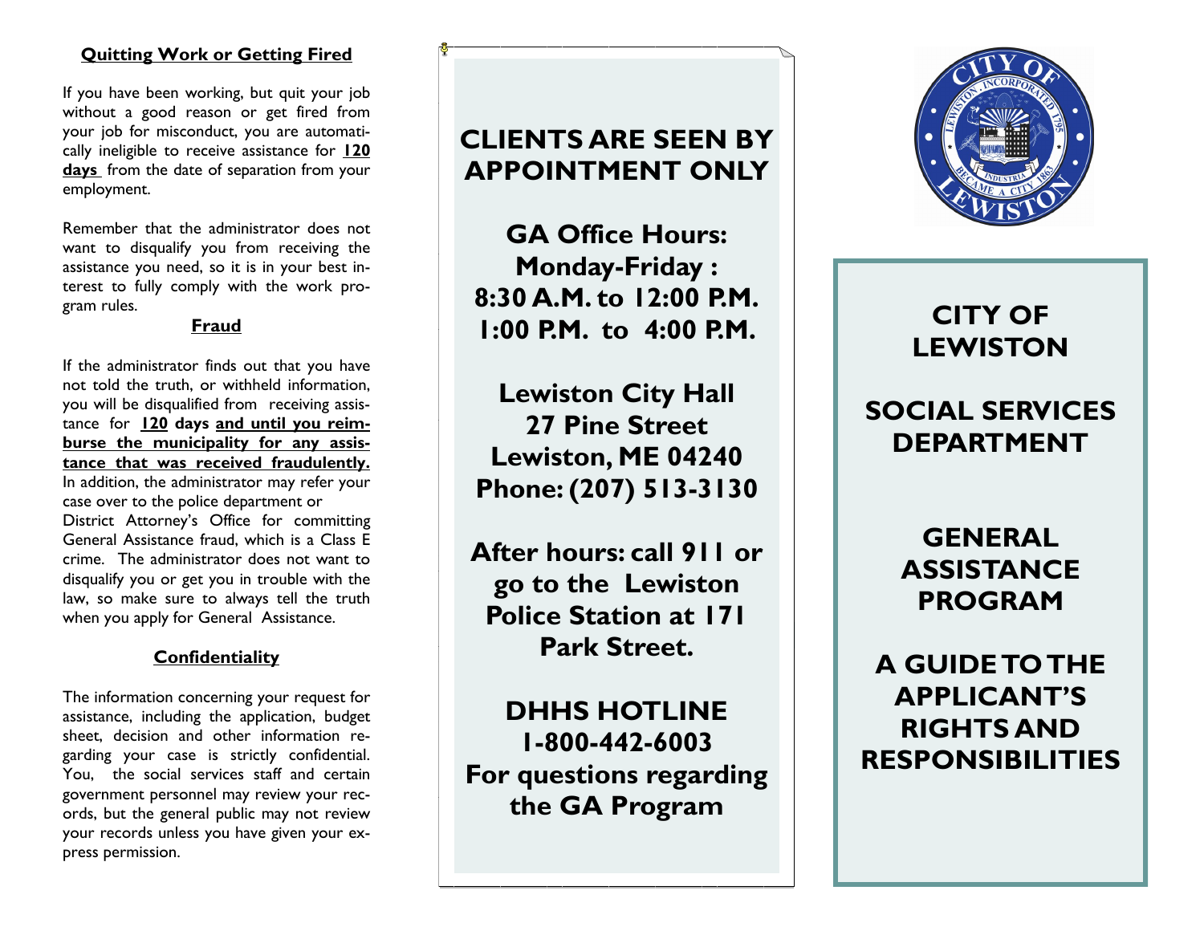### Quitting Work or Getting Fired

If you have been working, but quit your job without a good reason or get fired from your job for misconduct, you are automatically ineligible to receive assistance for **120 days** from the date of separation from your employment.

Remember that the administrator does not want to disqualify you from receiving the assistance you need, so it is in your best interest to fully comply with the work program rules.

### Fraud

If the administrator finds out that you have not told the truth, or withheld information, you will be disqualified from receiving assistance for **120 days and until you reimburse the municipality for any assistance that was received fraudulently.** In addition, the administrator may refer your case over to the police department or District Attorney's Office for committing General Assistance fraud, which is a Class E crime. The administrator does not want to disqualify you or get you in trouble with the law, so make sure to always tell the truth when you apply for General Assistance.

### Confidentiality

The information concerning your request for assistance, including the application, budget sheet, decision and other information regarding your case is strictly confidential. You, the social services staff and certain government personnel may review your records, but the general public may not review your records unless you have given your express permission.

**CLIENTS ARE SEEN BY APPOINTMENT ONLY**

**GA Office Hours:**
**Monday-Friday :**
**8:30 A.M. to 12:00 P.M.**
**1:00 P.M. to 4:00 P.M.**

**Lewiston City Hall**
**27 Pine Street**
**Lewiston, ME 04240**
**Phone: (207) 513-3130**

**After hours: call 911 or go to the Lewiston Police Station at 171 Park Street.**

**DHHS HOTLINE**
**1-800-442-6003**
**For questions regarding the GA Program**

# CITY OF LEWISTON

# SOCIAL SERVICES DEPARTMENT

# GENERAL ASSISTANCE PROGRAM

# A GUIDE TO THE APPLICANT'S RIGHTS AND RESPONSIBILITIES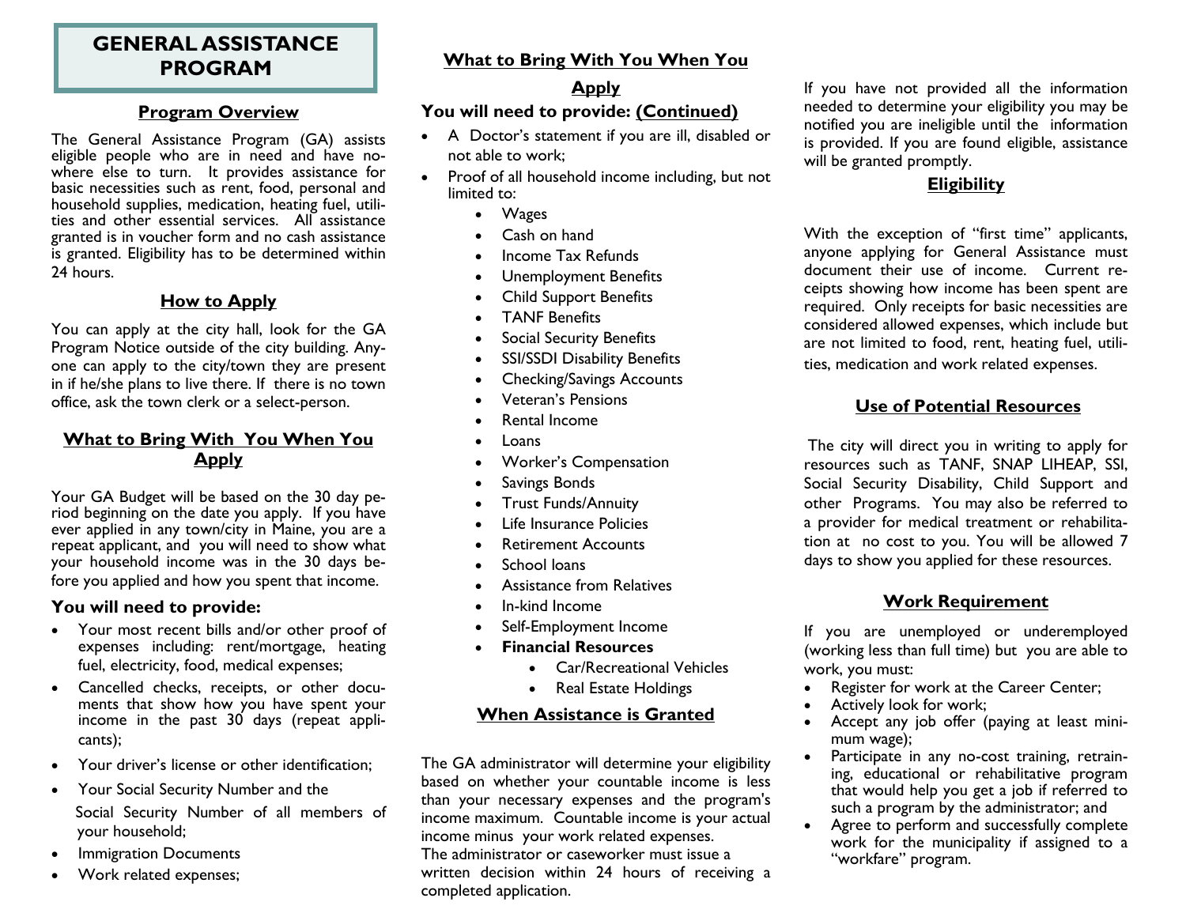# GENERAL ASSISTANCE PROGRAM

## Program Overview

The General Assistance Program (GA) assists eligible people who are in need and have nowhere else to turn. It provides assistance for basic necessities such as rent, food, personal and household supplies, medication, heating fuel, utilities and other essential services. All assistance granted is in voucher form and no cash assistance is granted. Eligibility has to be determined within 24 hours.

## How to Apply

You can apply at the city hall, look for the GA Program Notice outside of the city building. Anyone can apply to the city/town they are present in if he/she plans to live there. If there is no town office, ask the town clerk or a select-person.

## What to Bring With You When You Apply

Your GA Budget will be based on the 30 day period beginning on the date you apply. If you have ever applied in any town/city in Maine, you are a repeat applicant, and you will need to show what your household income was in the 30 days before you applied and how you spent that income.

### You will need to provide:

- Your most recent bills and/or other proof of expenses including: rent/mortgage, heating fuel, electricity, food, medical expenses;
- Cancelled checks, receipts, or other documents that show how you have spent your income in the past 30 days (repeat applicants);
- Your driver's license or other identification;
- Your Social Security Number and the Social Security Number of all members of your household;
- Immigration Documents
- Work related expenses;

## What to Bring With You When You Apply

### You will need to provide: (Continued)

- A Doctor's statement if you are ill, disabled or not able to work;
- Proof of all household income including, but not limited to:
  - Wages
  - Cash on hand
  - Income Tax Refunds
  - Unemployment Benefits
  - Child Support Benefits
  - TANF Benefits
  - Social Security Benefits
  - SSI/SSDI Disability Benefits
  - Checking/Savings Accounts
  - Veteran's Pensions
  - Rental Income
  - Loans
  - Worker's Compensation
  - Savings Bonds
  - Trust Funds/Annuity
  - Life Insurance Policies
  - Retirement Accounts
  - School loans
  - Assistance from Relatives
  - In-kind Income
  - Self-Employment Income
  - **Financial Resources**
    - Car/Recreational Vehicles
    - Real Estate Holdings

## When Assistance is Granted

The GA administrator will determine your eligibility based on whether your countable income is less than your necessary expenses and the program's income maximum. Countable income is your actual income minus your work related expenses.
The administrator or caseworker must issue a written decision within 24 hours of receiving a completed application.

If you have not provided all the information needed to determine your eligibility you may be notified you are ineligible until the information is provided. If you are found eligible, assistance will be granted promptly.

## Eligibility

With the exception of "first time" applicants, anyone applying for General Assistance must document their use of income. Current receipts showing how income has been spent are required. Only receipts for basic necessities are considered allowed expenses, which include but are not limited to food, rent, heating fuel, utilities, medication and work related expenses.

## Use of Potential Resources

The city will direct you in writing to apply for resources such as TANF, SNAP LIHEAP, SSI, Social Security Disability, Child Support and other Programs. You may also be referred to a provider for medical treatment or rehabilitation at no cost to you. You will be allowed 7 days to show you applied for these resources.

## Work Requirement

If you are unemployed or underemployed (working less than full time) but you are able to work, you must:

- Register for work at the Career Center;
- Actively look for work;
- Accept any job offer (paying at least minimum wage);
- Participate in any no-cost training, retraining, educational or rehabilitative program that would help you get a job if referred to such a program by the administrator; and
- Agree to perform and successfully complete work for the municipality if assigned to a "workfare" program.